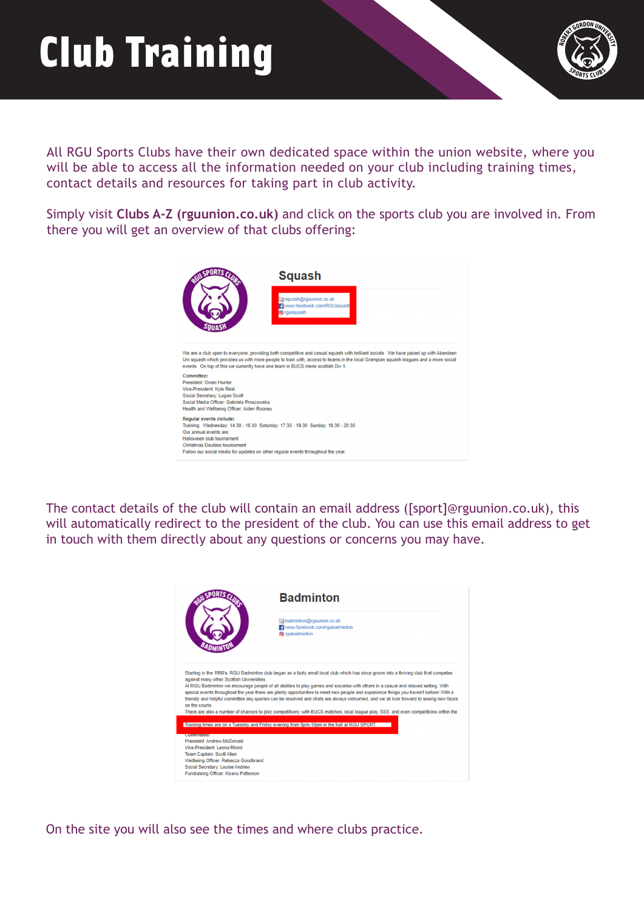# Club Training

All RGU Sports Clubs have their own dedicated space within the union website, where you will be able to access all the information needed on your club including training times, contact details and resources for taking part in club activity.

Simply visit **Clubs A-Z (rguunion.co.uk)** and click on the sports club you are involved in. From there you will get an overview of that clubs offering:

## Squash

squash@rguunion.co.uk
www.facebook.com/RGUsquash
rgusquash

We are a club open to everyone, providing both competitive and casual squash with brilliant socials. We have paired up with Aberdeen Uni squash which provides us with more people to train with, access to teams in the local Grampian squash leagues and a more social events. On top of this we currently have one team in BUCS mens scottish Div 1.

**Committee:**
President: Owen Hunter
Vice-President: Kyle Reid
Social Secretary: Logan Scott
Social Media Officer: Gabriela Proszowska
Health and Wellbeing Officer: Aiden Rooney

**Regular events include:**
Training: Wednesday: 14:30 - 16:30 Saturday: 17:30 - 19:30 Sunday: 18:30 - 20:30
Our annual events are:
Halloween club tournament
Christmas Doubles tournament
Follow our social media for updates on other regular events throughout the year.

The contact details of the club will contain an email address ([sport]@rguunion.co.uk), this will automatically redirect to the president of the club. You can use this email address to get in touch with them directly about any questions or concerns you may have.

## Badminton

badminton@rguunion.co.uk
www.facebook.com/rgubadminton
rgubadminton

Starting in the 1990's, RGU Badminton club began as a fairly small local club which has since grown into a thriving club that competes against many other Scottish Universities.
At RGU Badminton we encourage people of all abilities to play games and socialise with others in a casual and relaxed setting. With special events throughout the year there are plenty opportunities to meet new people and experience things you haven't before! With a friendly and helpful committee any queries can be resolved and chats are always welcomed, and we all look forward to seeing new faces on the courts.
There are also a number of chances to play competitively, with BUCS matches, local league play, SSS, and even competitions within the

Training times are on a Tuesday and Friday evening from 8pm-10pm in the hall at RGU SPORT.

**Committee:**
President: Andrew McDonald
Vice-President: Leona Rhind
Team Captain: Scott Allen
Wellbeing Officer: Rebecca Goodbrand
Social Secretary: Louise Andrew
Fundraising Officer: Keanu Patterson

On the site you will also see the times and where clubs practice.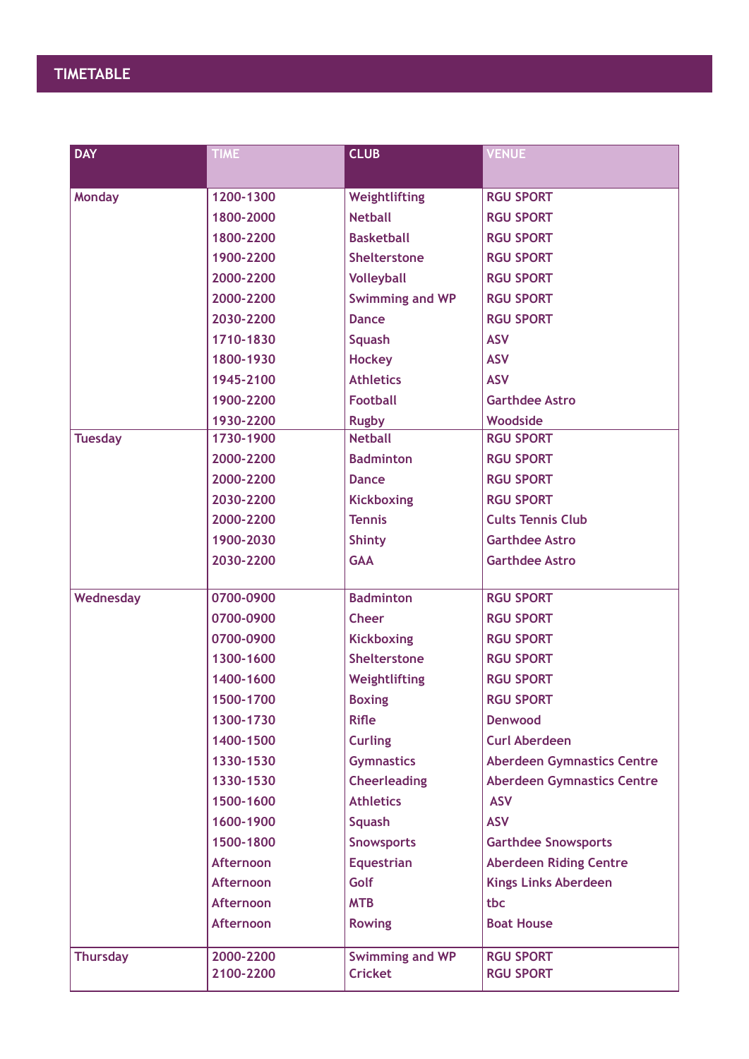## TIMETABLE

| DAY | TIME | CLUB | VENUE |
|---|---|---|---|
| Monday | 1200-1300 | Weightlifting | RGU SPORT |
| | 1800-2000 | Netball | RGU SPORT |
| | 1800-2200 | Basketball | RGU SPORT |
| | 1900-2200 | Shelterstone | RGU SPORT |
| | 2000-2200 | Volleyball | RGU SPORT |
| | 2000-2200 | Swimming and WP | RGU SPORT |
| | 2030-2200 | Dance | RGU SPORT |
| | 1710-1830 | Squash | ASV |
| | 1800-1930 | Hockey | ASV |
| | 1945-2100 | Athletics | ASV |
| | 1900-2200 | Football | Garthdee Astro |
| | 1930-2200 | Rugby | Woodside |
| Tuesday | 1730-1900 | Netball | RGU SPORT |
| | 2000-2200 | Badminton | RGU SPORT |
| | 2000-2200 | Dance | RGU SPORT |
| | 2030-2200 | Kickboxing | RGU SPORT |
| | 2000-2200 | Tennis | Cults Tennis Club |
| | 1900-2030 | Shinty | Garthdee Astro |
| | 2030-2200 | GAA | Garthdee Astro |
| Wednesday | 0700-0900 | Badminton | RGU SPORT |
| | 0700-0900 | Cheer | RGU SPORT |
| | 0700-0900 | Kickboxing | RGU SPORT |
| | 1300-1600 | Shelterstone | RGU SPORT |
| | 1400-1600 | Weightlifting | RGU SPORT |
| | 1500-1700 | Boxing | RGU SPORT |
| | 1300-1730 | Rifle | Denwood |
| | 1400-1500 | Curling | Curl Aberdeen |
| | 1330-1530 | Gymnastics | Aberdeen Gymnastics Centre |
| | 1330-1530 | Cheerleading | Aberdeen Gymnastics Centre |
| | 1500-1600 | Athletics | ASV |
| | 1600-1900 | Squash | ASV |
| | 1500-1800 | Snowsports | Garthdee Snowsports |
| | Afternoon | Equestrian | Aberdeen Riding Centre |
| | Afternoon | Golf | Kings Links Aberdeen |
| | Afternoon | MTB | tbc |
| | Afternoon | Rowing | Boat House |
| Thursday | 2000-2200 | Swimming and WP | RGU SPORT |
| | 2100-2200 | Cricket | RGU SPORT |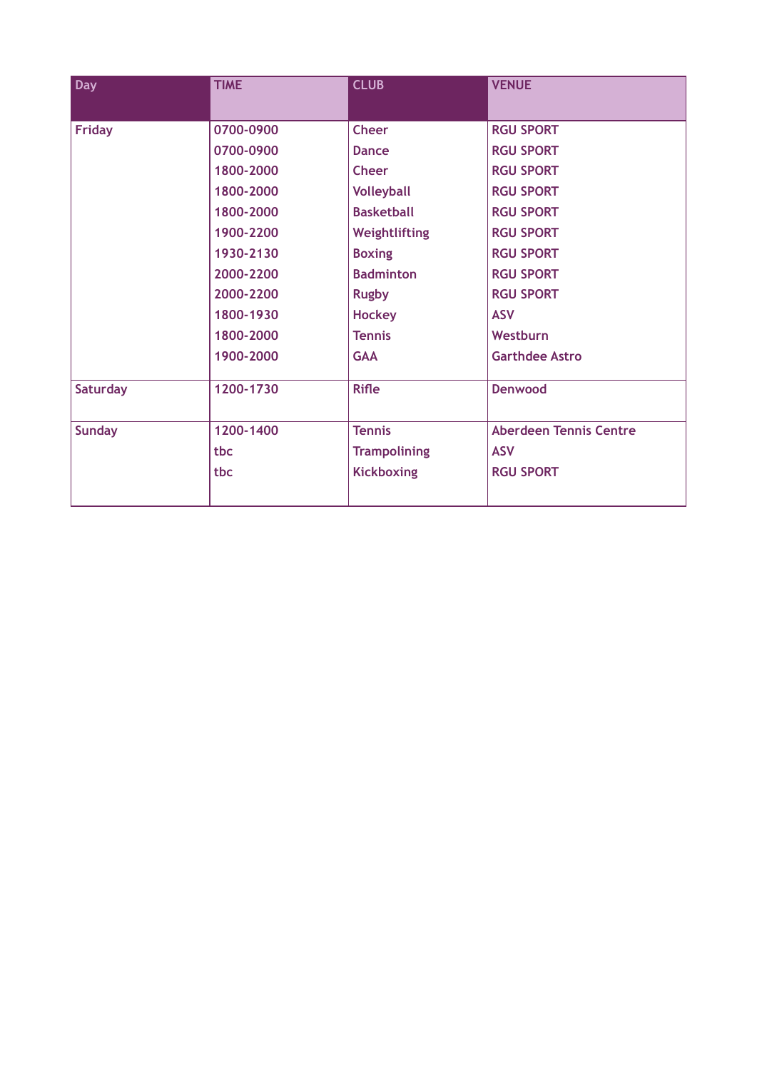| Day | TIME | CLUB | VENUE |
| --- | --- | --- | --- |
| Friday | 0700-0900 | Cheer | RGU SPORT |
| | 0700-0900 | Dance | RGU SPORT |
| | 1800-2000 | Cheer | RGU SPORT |
| | 1800-2000 | Volleyball | RGU SPORT |
| | 1800-2000 | Basketball | RGU SPORT |
| | 1900-2200 | Weightlifting | RGU SPORT |
| | 1930-2130 | Boxing | RGU SPORT |
| | 2000-2200 | Badminton | RGU SPORT |
| | 2000-2200 | Rugby | RGU SPORT |
| | 1800-1930 | Hockey | ASV |
| | 1800-2000 | Tennis | Westburn |
| | 1900-2000 | GAA | Garthdee Astro |
| Saturday | 1200-1730 | Rifle | Denwood |
| Sunday | 1200-1400 | Tennis | Aberdeen Tennis Centre |
| | tbc | Trampolining | ASV |
| | tbc | Kickboxing | RGU SPORT |